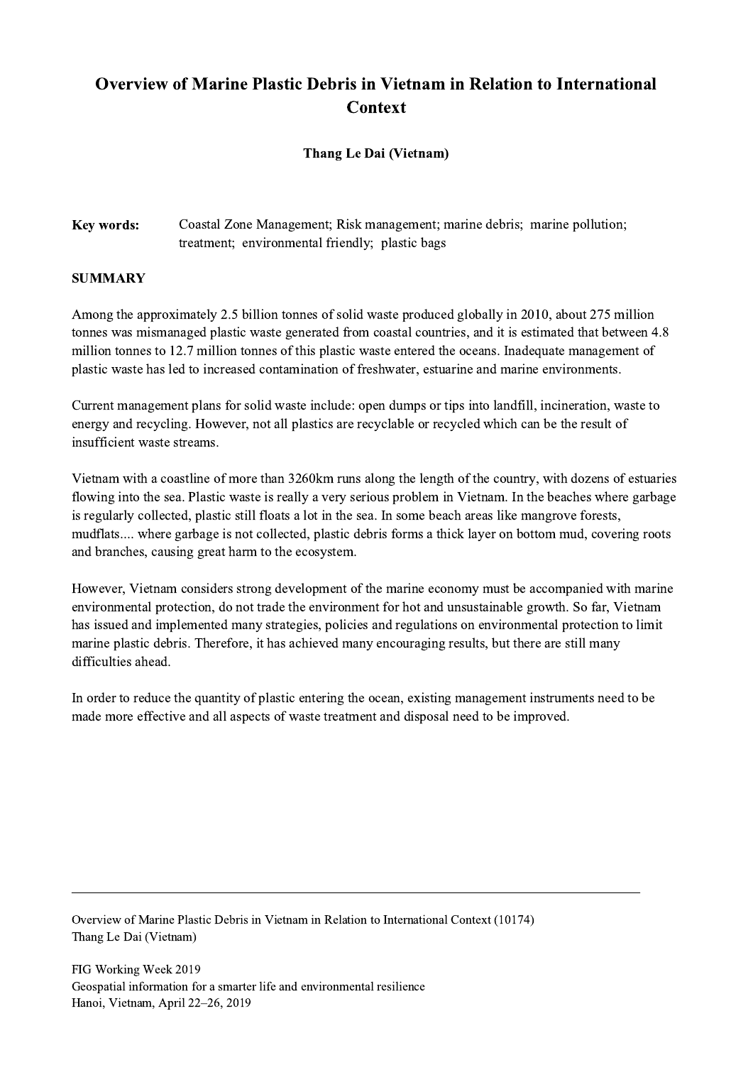# Overview of Marine Plastic Debris in Vietnam in Relation to International Context

**Thang Le Dai (Vietnam)**

**Key words:** Coastal Zone Management; Risk management; marine debris; marine pollution; treatment; environmental friendly; plastic bags

## SUMMARY

Among the approximately 2.5 billion tonnes of solid waste produced globally in 2010, about 275 million tonnes was mismanaged plastic waste generated from coastal countries, and it is estimated that between 4.8 million tonnes to 12.7 million tonnes of this plastic waste entered the oceans. Inadequate management of plastic waste has led to increased contamination of freshwater, estuarine and marine environments.

Current management plans for solid waste include: open dumps or tips into landfill, incineration, waste to energy and recycling. However, not all plastics are recyclable or recycled which can be the result of insufficient waste streams.

Vietnam with a coastline of more than 3260km runs along the length of the country, with dozens of estuaries flowing into the sea. Plastic waste is really a very serious problem in Vietnam. In the beaches where garbage is regularly collected, plastic still floats a lot in the sea. In some beach areas like mangrove forests, mudflats.... where garbage is not collected, plastic debris forms a thick layer on bottom mud, covering roots and branches, causing great harm to the ecosystem.

However, Vietnam considers strong development of the marine economy must be accompanied with marine environmental protection, do not trade the environment for hot and unsustainable growth. So far, Vietnam has issued and implemented many strategies, policies and regulations on environmental protection to limit marine plastic debris. Therefore, it has achieved many encouraging results, but there are still many difficulties ahead.

In order to reduce the quantity of plastic entering the ocean, existing management instruments need to be made more effective and all aspects of waste treatment and disposal need to be improved.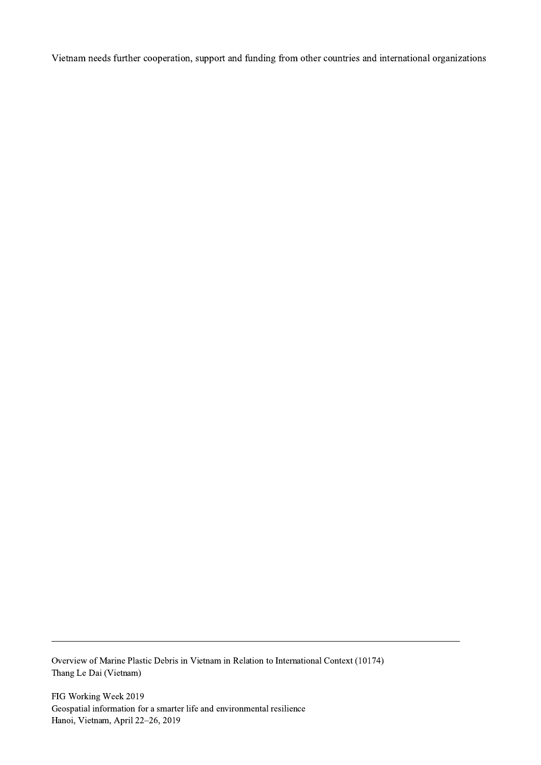Vietnam needs further cooperation, support and funding from other countries and international organizations